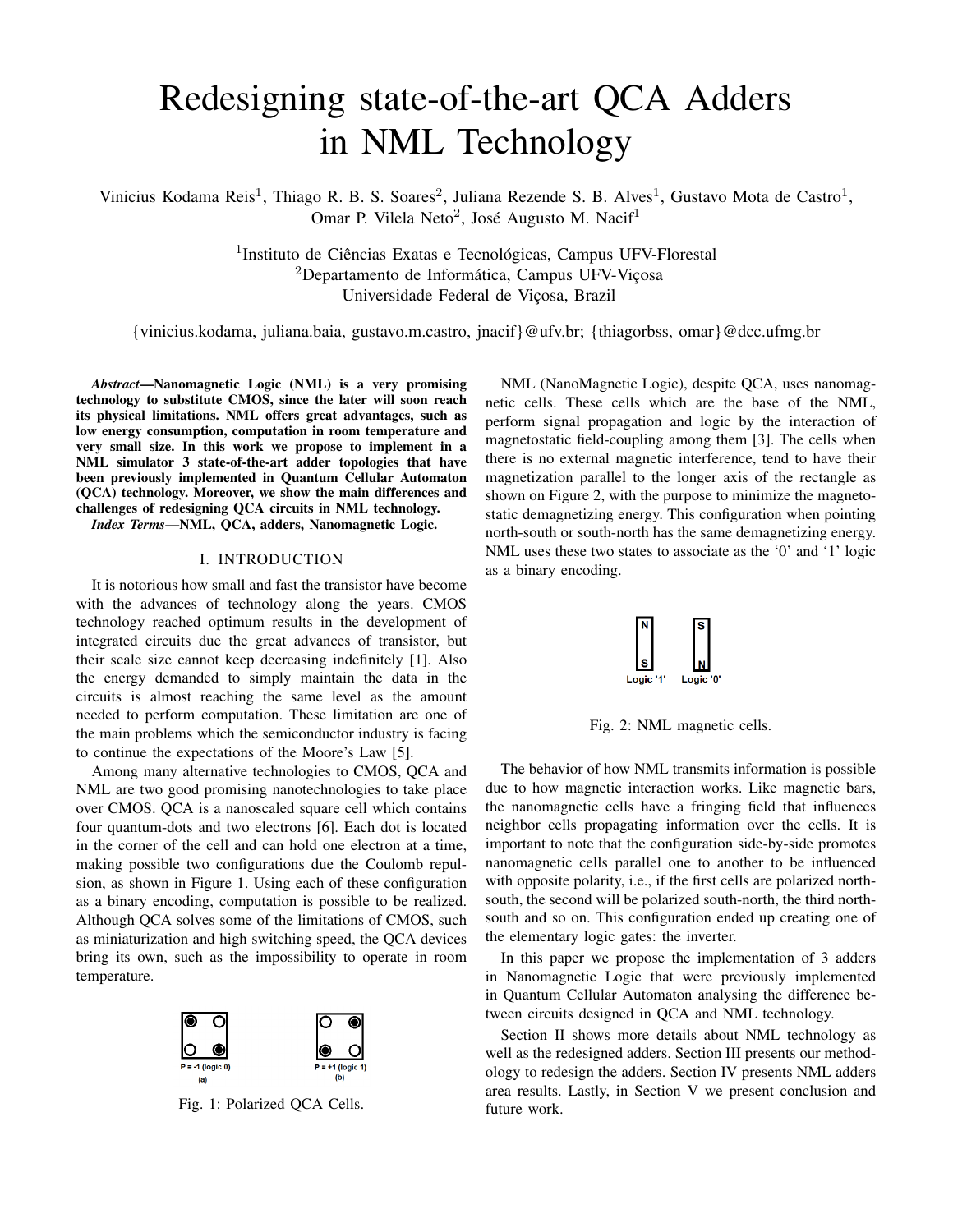# Redesigning state-of-the-art QCA Adders in NML Technology

Vinicius Kodama Reis[1], Thiago R. B. S. Soares[2], Juliana Rezende S. B. Alves[1], Gustavo Mota de Castro[1], Omar P. Vilela Neto[2], José Augusto M. Nacif[1]

[1]Instituto de Ciências Exatas e Tecnológicas, Campus UFV-Florestal
[2]Departamento de Informática, Campus UFV-Viçosa
Universidade Federal de Viçosa, Brazil

{vinicius.kodama, juliana.baia, gustavo.m.castro, jnacif}@ufv.br; {thiagorbss, omar}@dcc.ufmg.br

***Abstract*—Nanomagnetic Logic (NML) is a very promising technology to substitute CMOS, since the later will soon reach its physical limitations. NML offers great advantages, such as low energy consumption, computation in room temperature and very small size. In this work we propose to implement in a NML simulator 3 state-of-the-art adder topologies that have been previously implemented in Quantum Cellular Automaton (QCA) technology. Moreover, we show the main differences and challenges of redesigning QCA circuits in NML technology.**

***Index Terms*—NML, QCA, adders, Nanomagnetic Logic.**

## I. INTRODUCTION

It is notorious how small and fast the transistor have become with the advances of technology along the years. CMOS technology reached optimum results in the development of integrated circuits due the great advances of transistor, but their scale size cannot keep decreasing indefinitely [1]. Also the energy demanded to simply maintain the data in the circuits is almost reaching the same level as the amount needed to perform computation. These limitation are one of the main problems which the semiconductor industry is facing to continue the expectations of the Moore's Law [5].

Among many alternative technologies to CMOS, QCA and NML are two good promising nanotechnologies to take place over CMOS. QCA is a nanoscaled square cell which contains four quantum-dots and two electrons [6]. Each dot is located in the corner of the cell and can hold one electron at a time, making possible two configurations due the Coulomb repulsion, as shown in Figure 1. Using each of these configuration as a binary encoding, computation is possible to be realized. Although QCA solves some of the limitations of CMOS, such as miniaturization and high switching speed, the QCA devices bring its own, such as the impossibility to operate in room temperature.

P = -1 (logic 0)
(a)

P = +1 (logic 1)
(b)

Fig. 1: Polarized QCA Cells.

NML (NanoMagnetic Logic), despite QCA, uses nanomagnetic cells. These cells which are the base of the NML, perform signal propagation and logic by the interaction of magnetostatic field-coupling among them [3]. The cells when there is no external magnetic interference, tend to have their magnetization parallel to the longer axis of the rectangle as shown on Figure 2, with the purpose to minimize the magnetostatic demagnetizing energy. This configuration when pointing north-south or south-north has the same demagnetizing energy. NML uses these two states to associate as the '0' and '1' logic as a binary encoding.

Logic '1'

Logic '0'

Fig. 2: NML magnetic cells.

The behavior of how NML transmits information is possible due to how magnetic interaction works. Like magnetic bars, the nanomagnetic cells have a fringing field that influences neighbor cells propagating information over the cells. It is important to note that the configuration side-by-side promotes nanomagnetic cells parallel one to another to be influenced with opposite polarity, i.e., if the first cells are polarized north-south, the second will be polarized south-north, the third north-south and so on. This configuration ended up creating one of the elementary logic gates: the inverter.

In this paper we propose the implementation of 3 adders in Nanomagnetic Logic that were previously implemented in Quantum Cellular Automaton analysing the difference between circuits designed in QCA and NML technology.

Section II shows more details about NML technology as well as the redesigned adders. Section III presents our methodology to redesign the adders. Section IV presents NML adders area results. Lastly, in Section V we present conclusion and future work.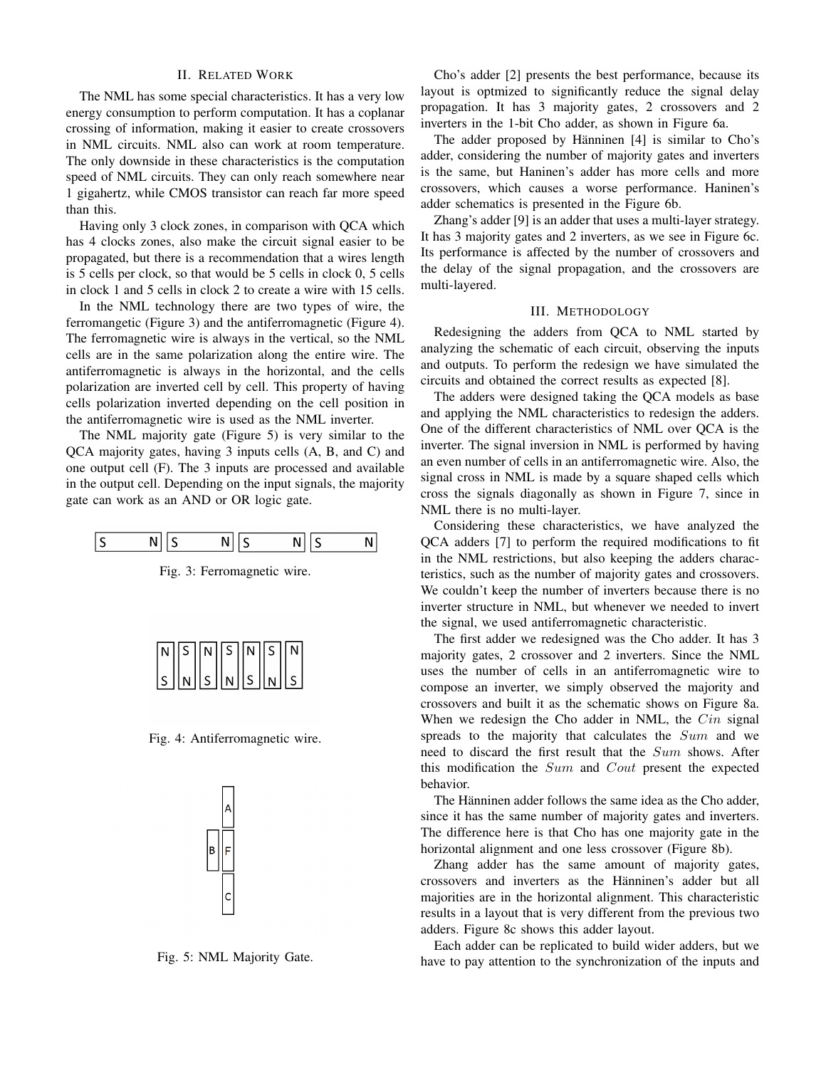## II. Related Work

The NML has some special characteristics. It has a very low energy consumption to perform computation. It has a coplanar crossing of information, making it easier to create crossovers in NML circuits. NML also can work at room temperature. The only downside in these characteristics is the computation speed of NML circuits. They can only reach somewhere near 1 gigahertz, while CMOS transistor can reach far more speed than this.

Having only 3 clock zones, in comparison with QCA which has 4 clocks zones, also make the circuit signal easier to be propagated, but there is a recommendation that a wires length is 5 cells per clock, so that would be 5 cells in clock 0, 5 cells in clock 1 and 5 cells in clock 2 to create a wire with 15 cells.

In the NML technology there are two types of wire, the ferromangetic (Figure 3) and the antiferromagnetic (Figure 4). The ferromagnetic wire is always in the vertical, so the NML cells are in the same polarization along the entire wire. The antiferromagnetic is always in the horizontal, and the cells polarization are inverted cell by cell. This property of having cells polarization inverted depending on the cell position in the antiferromagnetic wire is used as the NML inverter.

The NML majority gate (Figure 5) is very similar to the QCA majority gates, having 3 inputs cells (A, B, and C) and one output cell (F). The 3 inputs are processed and available in the output cell. Depending on the input signals, the majority gate can work as an AND or OR logic gate.

| S N | S N | S N | S N |
|---|---|---|---|

Fig. 3: Ferromagnetic wire.

| N S | S N | N S | S N | N S | S N | N S |
|---|---|---|---|---|---|---|

Fig. 4: Antiferromagnetic wire.

Fig. 5: NML Majority Gate.

Cho's adder [2] presents the best performance, because its layout is optmized to significantly reduce the signal delay propagation. It has 3 majority gates, 2 crossovers and 2 inverters in the 1-bit Cho adder, as shown in Figure 6a.

The adder proposed by Hänninen [4] is similar to Cho's adder, considering the number of majority gates and inverters is the same, but Haninen's adder has more cells and more crossovers, which causes a worse performance. Haninen's adder schematics is presented in the Figure 6b.

Zhang's adder [9] is an adder that uses a multi-layer strategy. It has 3 majority gates and 2 inverters, as we see in Figure 6c. Its performance is affected by the number of crossovers and the delay of the signal propagation, and the crossovers are multi-layered.

## III. Methodology

Redesigning the adders from QCA to NML started by analyzing the schematic of each circuit, observing the inputs and outputs. To perform the redesign we have simulated the circuits and obtained the correct results as expected [8].

The adders were designed taking the QCA models as base and applying the NML characteristics to redesign the adders. One of the different characteristics of NML over QCA is the inverter. The signal inversion in NML is performed by having an even number of cells in an antiferromagnetic wire. Also, the signal cross in NML is made by a square shaped cells which cross the signals diagonally as shown in Figure 7, since in NML there is no multi-layer.

Considering these characteristics, we have analyzed the QCA adders [7] to perform the required modifications to fit in the NML restrictions, but also keeping the adders characteristics, such as the number of majority gates and crossovers. We couldn't keep the number of inverters because there is no inverter structure in NML, but whenever we needed to invert the signal, we used antiferromagnetic characteristic.

The first adder we redesigned was the Cho adder. It has 3 majority gates, 2 crossover and 2 inverters. Since the NML uses the number of cells in an antiferromagnetic wire to compose an inverter, we simply observed the majority and crossovers and built it as the schematic shows on Figure 8a. When we redesign the Cho adder in NML, the $Cin$ signal spreads to the majority that calculates the $Sum$ and we need to discard the first result that the $Sum$ shows. After this modification the $Sum$ and $Cout$ present the expected behavior.

The Hänninen adder follows the same idea as the Cho adder, since it has the same number of majority gates and inverters. The difference here is that Cho has one majority gate in the horizontal alignment and one less crossover (Figure 8b).

Zhang adder has the same amount of majority gates, crossovers and inverters as the Hänninen's adder but all majorities are in the horizontal alignment. This characteristic results in a layout that is very different from the previous two adders. Figure 8c shows this adder layout.

Each adder can be replicated to build wider adders, but we have to pay attention to the synchronization of the inputs and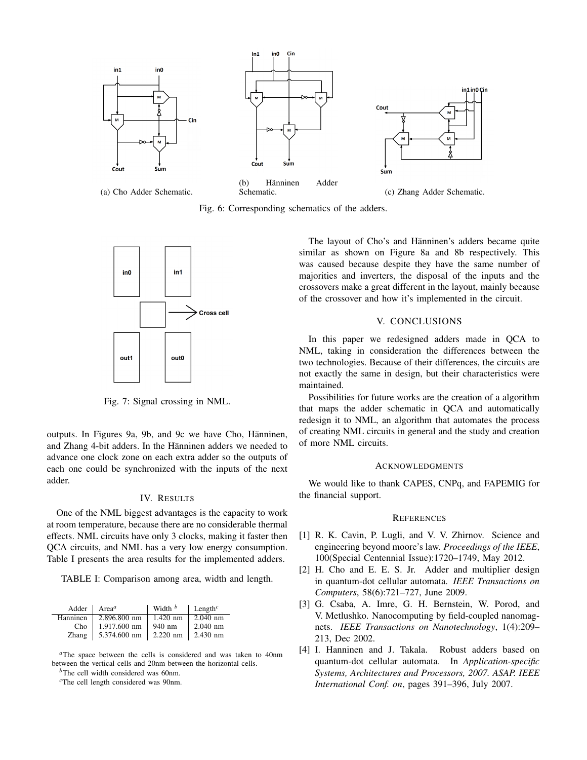(a) Cho Adder Schematic.

(b) Hänninen Adder Schematic.

(c) Zhang Adder Schematic.

Fig. 6: Corresponding schematics of the adders.

Fig. 7: Signal crossing in NML.

outputs. In Figures 9a, 9b, and 9c we have Cho, Hänninen, and Zhang 4-bit adders. In the Hänninen adders we needed to advance one clock zone on each extra adder so the outputs of each one could be synchronized with the inputs of the next adder.

## IV. Results

One of the NML biggest advantages is the capacity to work at room temperature, because there are no considerable thermal effects. NML circuits have only 3 clocks, making it faster then QCA circuits, and NML has a very low energy consumption. Table I presents the area results for the implemented adders.

TABLE I: Comparison among area, width and length.

| Adder | Area[a] | Width [b] | Length[c] |
|---|---|---|---|
| Hanninen | 2.896.800 nm | 1.420 nm | 2.040 nm |
| Cho | 1.917.600 nm | 940 nm | 2.040 nm |
| Zhang | 5.374.600 nm | 2.220 nm | 2.430 nm |

[a]The space between the cells is considered and was taken to 40nm between the vertical cells and 20nm between the horizontal cells.

[b]The cell width considered was 60nm.

[c]The cell length considered was 90nm.

The layout of Cho's and Hänninen's adders became quite similar as shown on Figure 8a and 8b respectively. This was caused because despite they have the same number of majorities and inverters, the disposal of the inputs and the crossovers make a great different in the layout, mainly because of the crossover and how it's implemented in the circuit.

## V. Conclusions

In this paper we redesigned adders made in QCA to NML, taking in consideration the differences between the two technologies. Because of their differences, the circuits are not exactly the same in design, but their characteristics were maintained.

Possibilities for future works are the creation of a algorithm that maps the adder schematic in QCA and automatically redesign it to NML, an algorithm that automates the process of creating NML circuits in general and the study and creation of more NML circuits.

## Acknowledgments

We would like to thank CAPES, CNPq, and FAPEMIG for the financial support.

## References

[1] R. K. Cavin, P. Lugli, and V. V. Zhirnov. Science and engineering beyond moore's law. *Proceedings of the IEEE*, 100(Special Centennial Issue):1720–1749, May 2012.

[2] H. Cho and E. E. S. Jr. Adder and multiplier design in quantum-dot cellular automata. *IEEE Transactions on Computers*, 58(6):721–727, June 2009.

[3] G. Csaba, A. Imre, G. H. Bernstein, W. Porod, and V. Metlushko. Nanocomputing by field-coupled nanomagnets. *IEEE Transactions on Nanotechnology*, 1(4):209–213, Dec 2002.

[4] I. Hanninen and J. Takala. Robust adders based on quantum-dot cellular automata. In *Application-specific Systems, Architectures and Processors, 2007. ASAP. IEEE International Conf. on*, pages 391–396, July 2007.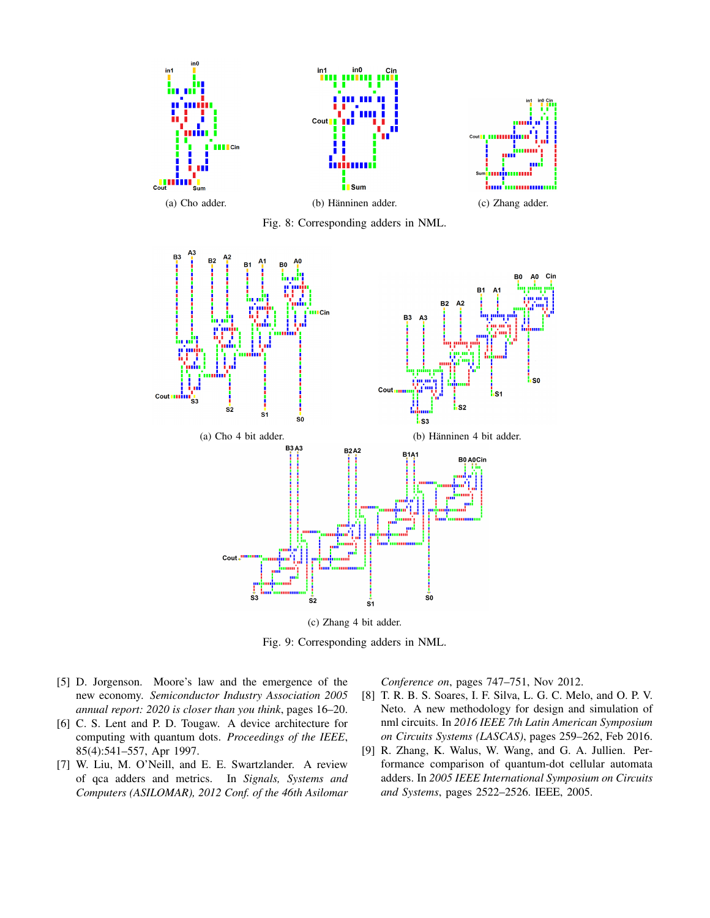in1
in0
Cin
Cout
Sum

(a) Cho adder.

in1
in0
Cin
Cout
Sum

(b) Hänninen adder.

in1
in0
Cin
Cout
Sum

(c) Zhang adder.

Fig. 8: Corresponding adders in NML.

B3 A3 B2 A2 B1 A1 B0 A0
Cin
Cout
S3 S2 S1 S0

(a) Cho 4 bit adder.

B0 A0 Cin
B1 A1
B2 A2
B3 A3
Cout
S0 S1 S2 S3

(b) Hänninen 4 bit adder.

B3 A3 B2 A2 B1 A1 B0 A0 Cin
Cout
S3 S2 S1 S0

(c) Zhang 4 bit adder.

Fig. 9: Corresponding adders in NML.

[5] D. Jorgenson. Moore's law and the emergence of the new economy. *Semiconductor Industry Association 2005 annual report: 2020 is closer than you think*, pages 16–20.

[6] C. S. Lent and P. D. Tougaw. A device architecture for computing with quantum dots. *Proceedings of the IEEE*, 85(4):541–557, Apr 1997.

[7] W. Liu, M. O'Neill, and E. E. Swartzlander. A review of qca adders and metrics. In *Signals, Systems and Computers (ASILOMAR), 2012 Conf. of the 46th Asilomar Conference on*, pages 747–751, Nov 2012.

[8] T. R. B. S. Soares, I. F. Silva, L. G. C. Melo, and O. P. V. Neto. A new methodology for design and simulation of nml circuits. In *2016 IEEE 7th Latin American Symposium on Circuits Systems (LASCAS)*, pages 259–262, Feb 2016.

[9] R. Zhang, K. Walus, W. Wang, and G. A. Jullien. Performance comparison of quantum-dot cellular automata adders. In *2005 IEEE International Symposium on Circuits and Systems*, pages 2522–2526. IEEE, 2005.